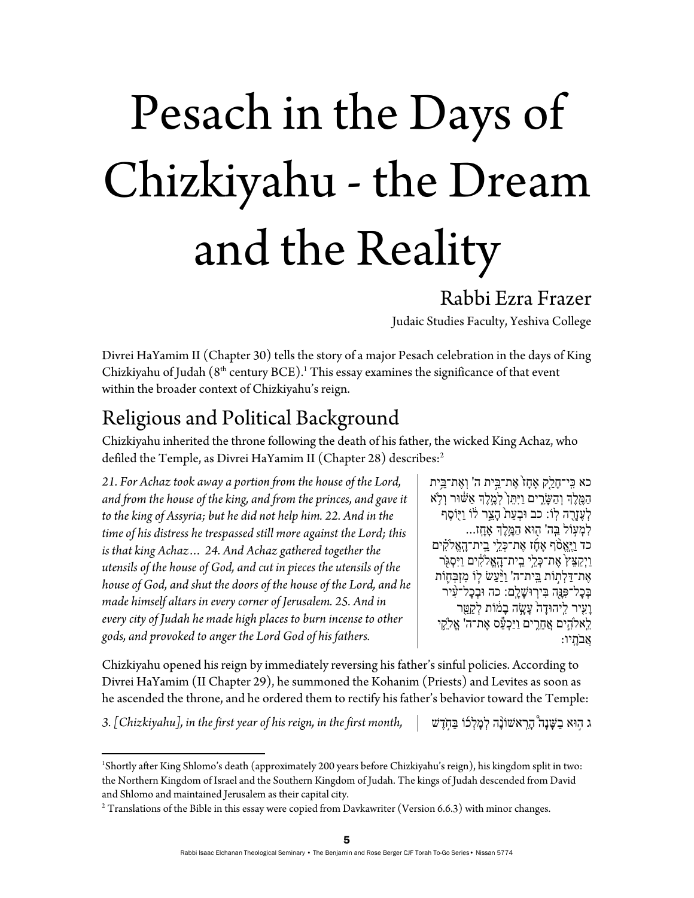# Pesach in the Days of Chizkiyahu - the Dream and the Reality

## Rabbi Ezra Frazer

Judaic Studies Faculty, Yeshiva College

Divrei HaYamim II (Chapter 30) tells the story of a major Pesach celebration in the days of King Chizkiyahu of Judah (8th century BCE).[1] This essay examines the significance of that event within the broader context of Chizkiyahu's reign.

## Religious and Political Background

Chizkiyahu inherited the throne following the death of his father, the wicked King Achaz, who defiled the Temple, as Divrei HaYamim II (Chapter 28) describes:[2]

*21. For Achaz took away a portion from the house of the Lord, and from the house of the king, and from the princes, and gave it to the king of Assyria; but he did not help him. 22. And in the time of his distress he trespassed still more against the Lord; this is that king Achaz… 24. And Achaz gathered together the utensils of the house of God, and cut in pieces the utensils of the house of God, and shut the doors of the house of the Lord, and he made himself altars in every corner of Jerusalem. 25. And in every city of Judah he made high places to burn incense to other gods, and provoked to anger the Lord God of his fathers.*

כא כִּֽי־חָלַ֤ק אָחָז֙ אֶת־בֵּ֣ית ה' וְאֶת־בֵּ֥ית הַמֶּ֖לֶךְ וְהַשָּׂרִ֑ים וַיִּתֵּן֙ לְמֶ֣לֶךְ אַשּׁ֔וּר וְלֹ֥א לְעֶזְרָ֖ה לֽוֹ: כב וּבְעֵת֙ הָצֵ֣ר ל֔וֹ וַיּ֖וֹסֶף לִמְע֣וֹל בַּה' ה֖וּא הַמֶּ֥לֶךְ אָחָֽז... כד וַיֶּאֱסֹ֨ף אָחָ֜ז אֶת־כְּלֵ֣י בֵית־הָאֱלֹהִ֗ים וַיְקַצֵּץ֙ אֶת־כְּלֵ֣י בֵית־הָאֱלֹהִ֔ים וַיִּסְגֹּ֖ר אֶת־דַּלְת֣וֹת בֵּית־ה' וַיַּ֨עַשׂ ל֧וֹ מִזְבְּח֛וֹת בְּכָל־פִּנָּ֖ה בִּירוּשָׁלִָֽם: כה וּבְכָל־עִ֨יר וָעִ֤יר לִֽיהוּדָה֙ עָשָׂ֣ה בָמ֔וֹת לְקַטֵּ֖ר לֵאלֹהִ֣ים אֲחֵרִ֑ים וַיַּכְעֵ֕ס אֶת־ה' אֱלֹהֵ֥י אֲבֹתָֽיו:

Chizkiyahu opened his reign by immediately reversing his father's sinful policies. According to Divrei HaYamim (II Chapter 29), he summoned the Kohanim (Priests) and Levites as soon as he ascended the throne, and he ordered them to rectify his father's behavior toward the Temple:

*3. [Chizkiyahu], in the first year of his reign, in the first month,*

ג ה֣וּא בַשָּׁנָ֤ה הָֽרִאשׁוֹנָה֙ לְמָלְכ֔וֹ בַּחֹ֣דֶשׁ

---

[1] Shortly after King Shlomo's death (approximately 200 years before Chizkiyahu's reign), his kingdom split in two: the Northern Kingdom of Israel and the Southern Kingdom of Judah. The kings of Judah descended from David and Shlomo and maintained Jerusalem as their capital city.

[2] Translations of the Bible in this essay were copied from Davkawriter (Version 6.6.3) with minor changes.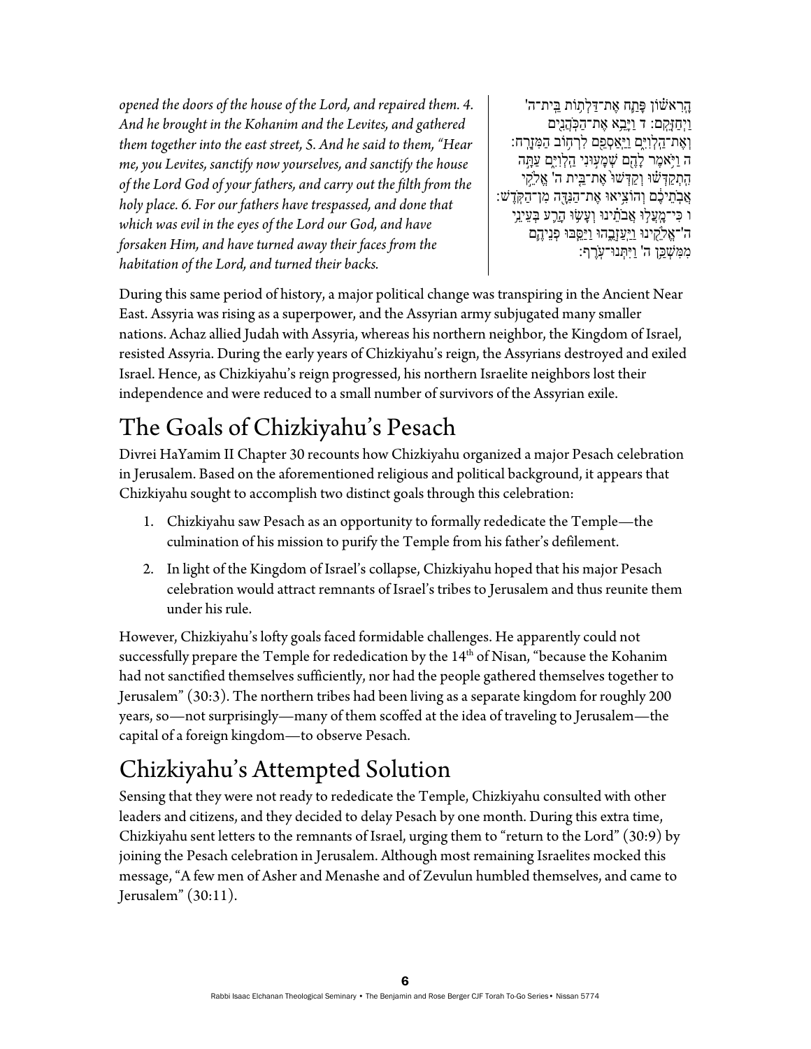*opened the doors of the house of the Lord, and repaired them. 4. And he brought in the Kohanim and the Levites, and gathered them together into the east street, 5. And he said to them, "Hear me, you Levites, sanctify now yourselves, and sanctify the house of the Lord God of your fathers, and carry out the filth from the holy place. 6. For our fathers have trespassed, and done that which was evil in the eyes of the Lord our God, and have forsaken Him, and have turned away their faces from the habitation of the Lord, and turned their backs.*

הָרִאשׁוֹן פָּתַח אֶת־דַּלְתוֹת בֵּית־ה' וַיְחַזְּקֵם: ד וַיָּבֵא אֶת־הַכֹּהֲנִים וְאֶת־הַלְוִיִּם וַיַּאַסְפֵם לִרְחוֹב הַמִּזְרָח: ה וַיֹּאמֶר לָהֶם שְׁמָעוּנִי הַלְוִיִּם עַתָּה הִתְקַדְּשׁוּ וְקַדְּשׁוּ אֶת־בֵּית ה' אֱלֹקֵי אֲבֹתֵיכֶם וְהוֹצִיאוּ אֶת־הַנִּדָּה מִן־הַקֹּדֶשׁ: ו כִּי־מָעֲלוּ אֲבֹתֵינוּ וְעָשׂוּ הָרַע בְּעֵינֵי ה'־אֱלֹקֵינוּ וַיַּעַזְבֻהוּ וַיַּסֵּבּוּ פְנֵיהֶם מִמִּשְׁכַּן ה' וַיִּתְּנוּ־עֹרֶף:

During this same period of history, a major political change was transpiring in the Ancient Near East. Assyria was rising as a superpower, and the Assyrian army subjugated many smaller nations. Achaz allied Judah with Assyria, whereas his northern neighbor, the Kingdom of Israel, resisted Assyria. During the early years of Chizkiyahu's reign, the Assyrians destroyed and exiled Israel. Hence, as Chizkiyahu's reign progressed, his northern Israelite neighbors lost their independence and were reduced to a small number of survivors of the Assyrian exile.

## The Goals of Chizkiyahu's Pesach

Divrei HaYamim II Chapter 30 recounts how Chizkiyahu organized a major Pesach celebration in Jerusalem. Based on the aforementioned religious and political background, it appears that Chizkiyahu sought to accomplish two distinct goals through this celebration:

1. Chizkiyahu saw Pesach as an opportunity to formally rededicate the Temple—the culmination of his mission to purify the Temple from his father's defilement.
2. In light of the Kingdom of Israel's collapse, Chizkiyahu hoped that his major Pesach celebration would attract remnants of Israel's tribes to Jerusalem and thus reunite them under his rule.

However, Chizkiyahu's lofty goals faced formidable challenges. He apparently could not successfully prepare the Temple for rededication by the 14th of Nisan, "because the Kohanim had not sanctified themselves sufficiently, nor had the people gathered themselves together to Jerusalem" (30:3). The northern tribes had been living as a separate kingdom for roughly 200 years, so—not surprisingly—many of them scoffed at the idea of traveling to Jerusalem—the capital of a foreign kingdom—to observe Pesach.

## Chizkiyahu's Attempted Solution

Sensing that they were not ready to rededicate the Temple, Chizkiyahu consulted with other leaders and citizens, and they decided to delay Pesach by one month. During this extra time, Chizkiyahu sent letters to the remnants of Israel, urging them to "return to the Lord" (30:9) by joining the Pesach celebration in Jerusalem. Although most remaining Israelites mocked this message, "A few men of Asher and Menashe and of Zevulun humbled themselves, and came to Jerusalem" (30:11).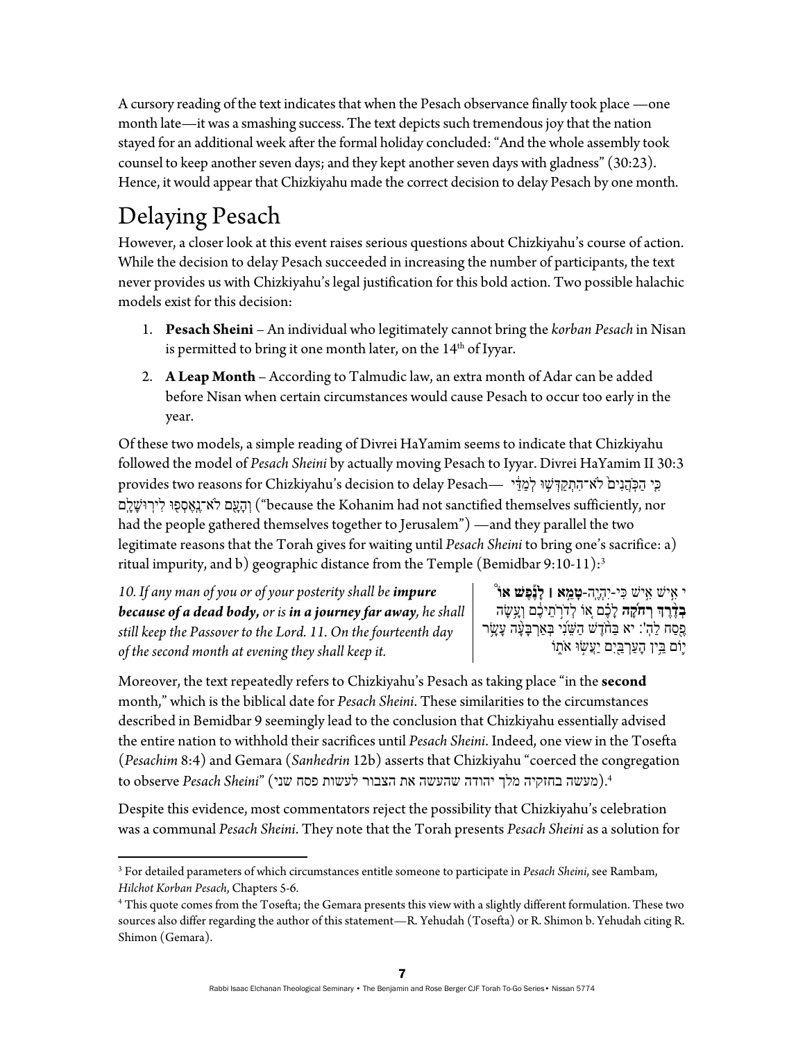A cursory reading of the text indicates that when the Pesach observance finally took place —one month late—it was a smashing success. The text depicts such tremendous joy that the nation stayed for an additional week after the formal holiday concluded: "And the whole assembly took counsel to keep another seven days; and they kept another seven days with gladness" (30:23). Hence, it would appear that Chizkiyahu made the correct decision to delay Pesach by one month.

# Delaying Pesach

However, a closer look at this event raises serious questions about Chizkiyahu's course of action. While the decision to delay Pesach succeeded in increasing the number of participants, the text never provides us with Chizkiyahu's legal justification for this bold action. Two possible halachic models exist for this decision:

1. **Pesach Sheini** – An individual who legitimately cannot bring the *korban Pesach* in Nisan is permitted to bring it one month later, on the 14th of Iyyar.
2. **A Leap Month** – According to Talmudic law, an extra month of Adar can be added before Nisan when certain circumstances would cause Pesach to occur too early in the year.

Of these two models, a simple reading of Divrei HaYamim seems to indicate that Chizkiyahu followed the model of *Pesach Sheini* by actually moving Pesach to Iyyar. Divrei HaYamim II 30:3 provides two reasons for Chizkiyahu's decision to delay Pesach— כִּי הַכֹּהֲנִים לֹא־הִתְקַדְּשׁוּ לְמַדַּי וְהָעָם לֹא־נֶאֶסְפוּ לִירוּשָׁלָם ("because the Kohanim had not sanctified themselves sufficiently, nor had the people gathered themselves together to Jerusalem") —and they parallel the two legitimate reasons that the Torah gives for waiting until *Pesach Sheini* to bring one's sacrifice: a) ritual impurity, and b) geographic distance from the Temple (Bemidbar 9:10-11):[3]

| | |
|---|---|
| *10. If any man of you or of your posterity shall be **impure because of a dead body,** or is **in a journey far away**, he shall still keep the Passover to the Lord. 11. On the fourteenth day of the second month at evening they shall keep it.* | י אִישׁ אִישׁ כִּי-יִהְיֶה-**טָמֵא | לָנֶפֶשׁ אוֹ בְדֶרֶךְ רְחֹקָה** לָכֶם אוֹ לְדֹרֹתֵיכֶם וְעָשָׂה פֶסַח לַה': יא בַּחֹדֶשׁ הַשֵּׁנִי בְּאַרְבָּעָה עָשָׂר יוֹם בֵּין הָעַרְבַּיִם יַעֲשׂוּ אֹתוֹ |

Moreover, the text repeatedly refers to Chizkiyahu's Pesach as taking place "in the **second** month," which is the biblical date for *Pesach Sheini*. These similarities to the circumstances described in Bemidbar 9 seemingly lead to the conclusion that Chizkiyahu essentially advised the entire nation to withhold their sacrifices until *Pesach Sheini*. Indeed, one view in the Tosefta (*Pesachim* 8:4) and Gemara (*Sanhedrin* 12b) asserts that Chizkiyahu "coerced the congregation to observe *Pesach Sheini*" (מעשה בחזקיה מלך יהודה שהעשה את הצבור לעשות פסח שני).[4]

Despite this evidence, most commentators reject the possibility that Chizkiyahu's celebration was a communal *Pesach Sheini*. They note that the Torah presents *Pesach Sheini* as a solution for

---

[3] For detailed parameters of which circumstances entitle someone to participate in *Pesach Sheini*, see Rambam, *Hilchot Korban Pesach*, Chapters 5-6.

[4] This quote comes from the Tosefta; the Gemara presents this view with a slightly different formulation. These two sources also differ regarding the author of this statement—R. Yehudah (Tosefta) or R. Shimon b. Yehudah citing R. Shimon (Gemara).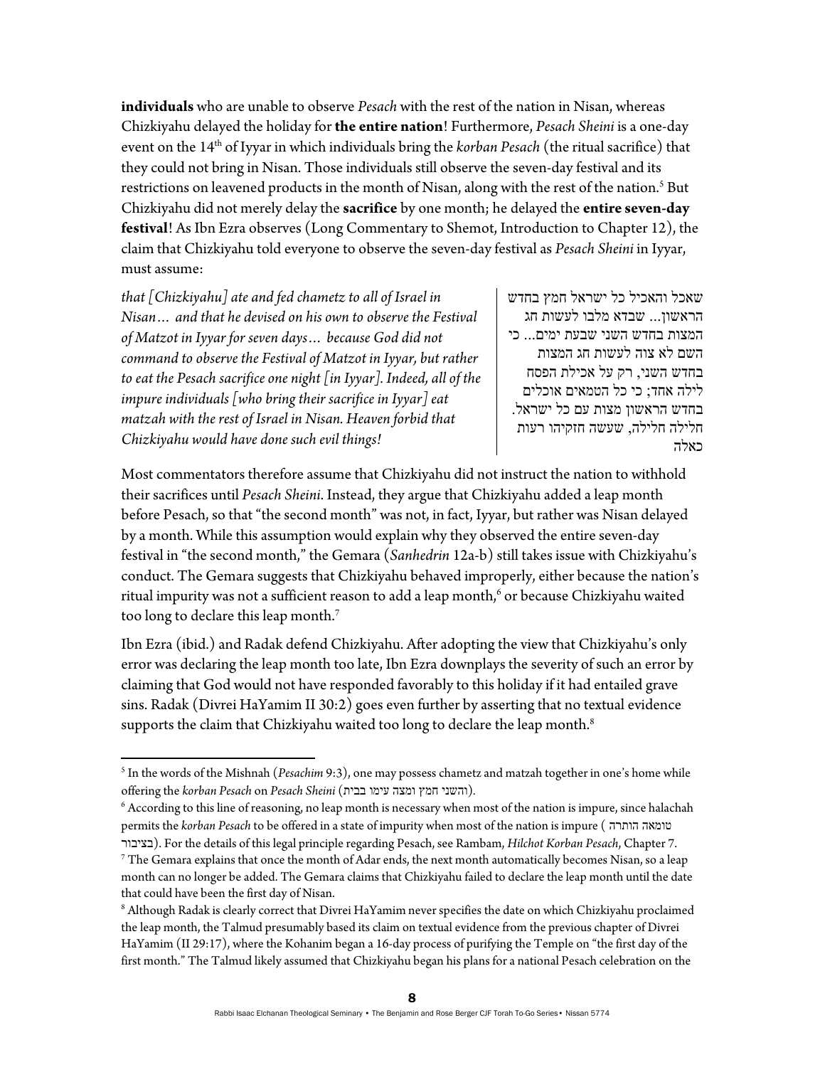**individuals** who are unable to observe *Pesach* with the rest of the nation in Nisan, whereas Chizkiyahu delayed the holiday for **the entire nation**! Furthermore, *Pesach Sheini* is a one-day event on the 14th of Iyyar in which individuals bring the *korban Pesach* (the ritual sacrifice) that they could not bring in Nisan. Those individuals still observe the seven-day festival and its restrictions on leavened products in the month of Nisan, along with the rest of the nation.[5] But Chizkiyahu did not merely delay the **sacrifice** by one month; he delayed the **entire seven-day festival**! As Ibn Ezra observes (Long Commentary to Shemot, Introduction to Chapter 12), the claim that Chizkiyahu told everyone to observe the seven-day festival as *Pesach Sheini* in Iyyar, must assume:

*that [Chizkiyahu] ate and fed chametz to all of Israel in Nisan… and that he devised on his own to observe the Festival of Matzot in Iyyar for seven days… because God did not command to observe the Festival of Matzot in Iyyar, but rather to eat the Pesach sacrifice one night [in Iyyar]. Indeed, all of the impure individuals [who bring their sacrifice in Iyyar] eat matzah with the rest of Israel in Nisan. Heaven forbid that Chizkiyahu would have done such evil things!*

שאכל והאכיל כל ישראל חמץ בחדש הראשון... שבדא מלבו לעשות חג המצות בחדש השני שבעת ימים... כי השם לא צוה לעשות חג המצות בחדש השני, רק על אכילת הפסח לילה אחד; כי כל הטמאים אוכלים בחדש הראשון מצות עם כל ישראל. חלילה חלילה, שעשה חזקיהו רעות כאלה

Most commentators therefore assume that Chizkiyahu did not instruct the nation to withhold their sacrifices until *Pesach Sheini*. Instead, they argue that Chizkiyahu added a leap month before Pesach, so that "the second month" was not, in fact, Iyyar, but rather was Nisan delayed by a month. While this assumption would explain why they observed the entire seven-day festival in "the second month," the Gemara (*Sanhedrin* 12a-b) still takes issue with Chizkiyahu's conduct. The Gemara suggests that Chizkiyahu behaved improperly, either because the nation's ritual impurity was not a sufficient reason to add a leap month,[6] or because Chizkiyahu waited too long to declare this leap month.[7]

Ibn Ezra (ibid.) and Radak defend Chizkiyahu. After adopting the view that Chizkiyahu's only error was declaring the leap month too late, Ibn Ezra downplays the severity of such an error by claiming that God would not have responded favorably to this holiday if it had entailed grave sins. Radak (Divrei HaYamim II 30:2) goes even further by asserting that no textual evidence supports the claim that Chizkiyahu waited too long to declare the leap month.[8]

---

[5] In the words of the Mishnah (*Pesachim* 9:3), one may possess chametz and matzah together in one's home while offering the *korban Pesach* on *Pesach Sheini* (והשני חמץ ומצה עימו בבית).

[6] According to this line of reasoning, no leap month is necessary when most of the nation is impure, since halachah permits the *korban Pesach* to be offered in a state of impurity when most of the nation is impure (טומאה הותרה בציבור). For the details of this legal principle regarding Pesach, see Rambam, *Hilchot Korban Pesach*, Chapter 7.

[7] The Gemara explains that once the month of Adar ends, the next month automatically becomes Nisan, so a leap month can no longer be added. The Gemara claims that Chizkiyahu failed to declare the leap month until the date that could have been the first day of Nisan.

[8] Although Radak is clearly correct that Divrei HaYamim never specifies the date on which Chizkiyahu proclaimed the leap month, the Talmud presumably based its claim on textual evidence from the previous chapter of Divrei HaYamim (II 29:17), where the Kohanim began a 16-day process of purifying the Temple on "the first day of the first month." The Talmud likely assumed that Chizkiyahu began his plans for a national Pesach celebration on the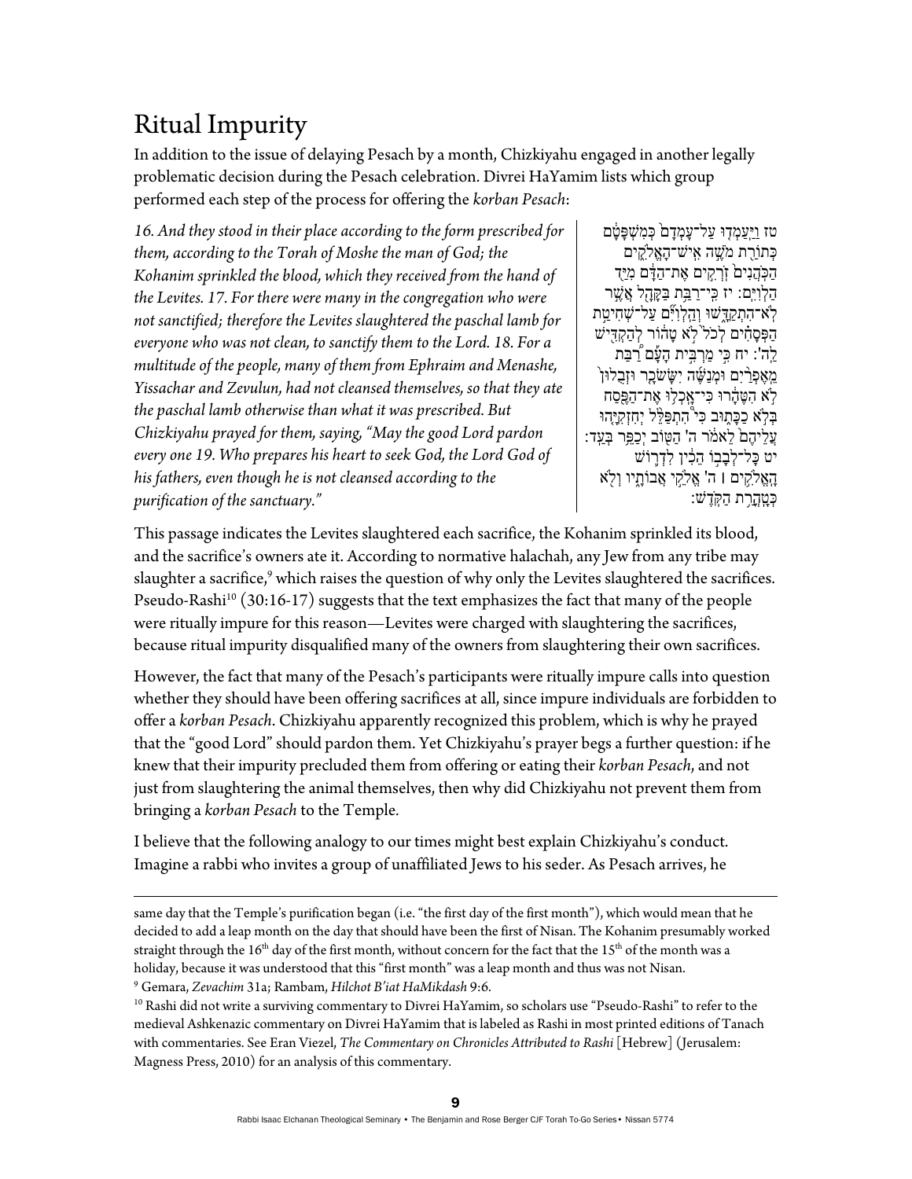# Ritual Impurity

In addition to the issue of delaying Pesach by a month, Chizkiyahu engaged in another legally problematic decision during the Pesach celebration. Divrei HaYamim lists which group performed each step of the process for offering the *korban Pesach*:

*16. And they stood in their place according to the form prescribed for them, according to the Torah of Moshe the man of God; the Kohanim sprinkled the blood, which they received from the hand of the Levites. 17. For there were many in the congregation who were not sanctified; therefore the Levites slaughtered the paschal lamb for everyone who was not clean, to sanctify them to the Lord. 18. For a multitude of the people, many of them from Ephraim and Menashe, Yissachar and Zevulun, had not cleansed themselves, so that they ate the paschal lamb otherwise than what it was prescribed. But Chizkiyahu prayed for them, saying, "May the good Lord pardon every one 19. Who prepares his heart to seek God, the Lord God of his fathers, even though he is not cleansed according to the purification of the sanctuary."*

טז וַיַּעַמְדוּ עַל־עָמְדָם כְּמִשְׁפָּטָם כְּתוֹרַת מֹשֶׁה אִישׁ־הָאֱלֹקִים הַכֹּהֲנִים זֹרְקִים אֶת־הַדָּם מִיַּד הַלְוִיִּם: יז כִּי־רַבַּת בַּקָּהָל אֲשֶׁר לֹא־הִתְקַדָּשׁוּ וְהַלְוִיִּם עַל־שְׁחִיטַת הַפְּסָחִים לְכֹל לֹא טָהוֹר לְהַקְדִּישׁ לַה': יח כִּי מַרְבִּית הָעָם רַבַּת מֵאֶפְרַיִם וּמְנַשֶּׁה יִשָּׂשכָר וּזְבֻלוּן לֹא הִטֶּהָרוּ כִּי־אָכְלוּ אֶת־הַפֶּסַח בְּלֹא כַכָּתוּב כִּי הִתְפַּלֵּל יְחִזְקִיָּהוּ עֲלֵיהֶם לֵאמֹר ה' הַטּוֹב יְכַפֵּר בְּעַד: יט כָּל־לְבָבוֹ הֵכִין לִדְרוֹשׁ הָאֱלֹקִים | ה' אֱלֹקֵי אֲבוֹתָיו וְלֹא כְּטָהֳרַת הַקֹּדֶשׁ:

This passage indicates the Levites slaughtered each sacrifice, the Kohanim sprinkled its blood, and the sacrifice's owners ate it. According to normative halachah, any Jew from any tribe may slaughter a sacrifice,[9] which raises the question of why only the Levites slaughtered the sacrifices. Pseudo-Rashi[10] (30:16-17) suggests that the text emphasizes the fact that many of the people were ritually impure for this reason—Levites were charged with slaughtering the sacrifices, because ritual impurity disqualified many of the owners from slaughtering their own sacrifices.

However, the fact that many of the Pesach's participants were ritually impure calls into question whether they should have been offering sacrifices at all, since impure individuals are forbidden to offer a *korban Pesach*. Chizkiyahu apparently recognized this problem, which is why he prayed that the "good Lord" should pardon them. Yet Chizkiyahu's prayer begs a further question: if he knew that their impurity precluded them from offering or eating their *korban Pesach*, and not just from slaughtering the animal themselves, then why did Chizkiyahu not prevent them from bringing a *korban Pesach* to the Temple.

I believe that the following analogy to our times might best explain Chizkiyahu's conduct. Imagine a rabbi who invites a group of unaffiliated Jews to his seder. As Pesach arrives, he

---

same day that the Temple's purification began (i.e. "the first day of the first month"), which would mean that he decided to add a leap month on the day that should have been the first of Nisan. The Kohanim presumably worked straight through the 16th day of the first month, without concern for the fact that the 15th of the month was a holiday, because it was understood that this "first month" was a leap month and thus was not Nisan.

[9] Gemara, *Zevachim* 31a; Rambam, *Hilchot B'iat HaMikdash* 9:6.

[10] Rashi did not write a surviving commentary to Divrei HaYamim, so scholars use "Pseudo-Rashi" to refer to the medieval Ashkenazic commentary on Divrei HaYamim that is labeled as Rashi in most printed editions of Tanach with commentaries. See Eran Viezel, *The Commentary on Chronicles Attributed to Rashi* [Hebrew] (Jerusalem: Magness Press, 2010) for an analysis of this commentary.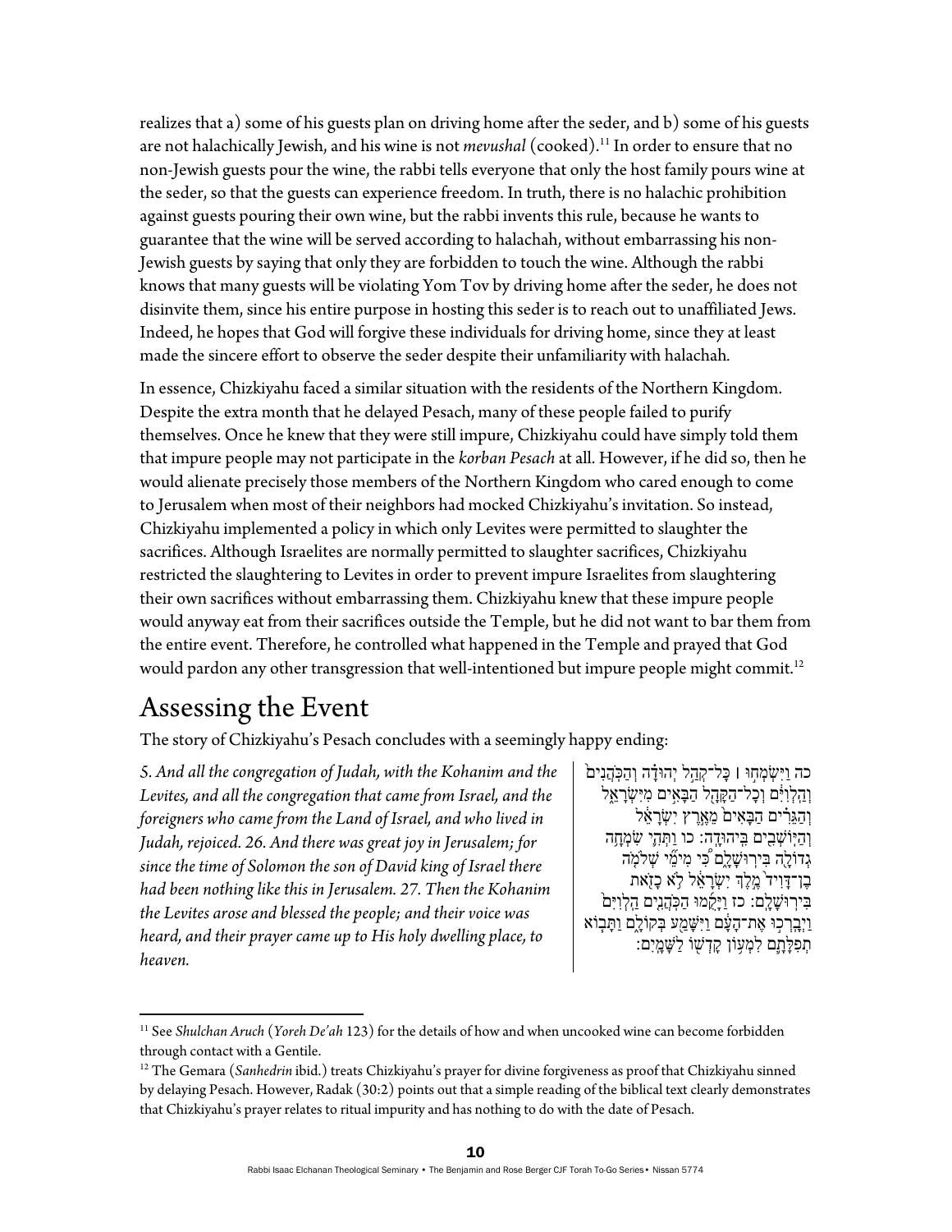realizes that a) some of his guests plan on driving home after the seder, and b) some of his guests are not halachically Jewish, and his wine is not *mevushal* (cooked).[11] In order to ensure that no non-Jewish guests pour the wine, the rabbi tells everyone that only the host family pours wine at the seder, so that the guests can experience freedom. In truth, there is no halachic prohibition against guests pouring their own wine, but the rabbi invents this rule, because he wants to guarantee that the wine will be served according to halachah, without embarrassing his non-Jewish guests by saying that only they are forbidden to touch the wine. Although the rabbi knows that many guests will be violating Yom Tov by driving home after the seder, he does not disinvite them, since his entire purpose in hosting this seder is to reach out to unaffiliated Jews. Indeed, he hopes that God will forgive these individuals for driving home, since they at least made the sincere effort to observe the seder despite their unfamiliarity with halachah.

In essence, Chizkiyahu faced a similar situation with the residents of the Northern Kingdom. Despite the extra month that he delayed Pesach, many of these people failed to purify themselves. Once he knew that they were still impure, Chizkiyahu could have simply told them that impure people may not participate in the *korban Pesach* at all. However, if he did so, then he would alienate precisely those members of the Northern Kingdom who cared enough to come to Jerusalem when most of their neighbors had mocked Chizkiyahu's invitation. So instead, Chizkiyahu implemented a policy in which only Levites were permitted to slaughter the sacrifices. Although Israelites are normally permitted to slaughter sacrifices, Chizkiyahu restricted the slaughtering to Levites in order to prevent impure Israelites from slaughtering their own sacrifices without embarrassing them. Chizkiyahu knew that these impure people would anyway eat from their sacrifices outside the Temple, but he did not want to bar them from the entire event. Therefore, he controlled what happened in the Temple and prayed that God would pardon any other transgression that well-intentioned but impure people might commit.[12]

## Assessing the Event

The story of Chizkiyahu's Pesach concludes with a seemingly happy ending:

*5. And all the congregation of Judah, with the Kohanim and the Levites, and all the congregation that came from Israel, and the foreigners who came from the Land of Israel, and who lived in Judah, rejoiced. 26. And there was great joy in Jerusalem; for since the time of Solomon the son of David king of Israel there had been nothing like this in Jerusalem. 27. Then the Kohanim the Levites arose and blessed the people; and their voice was heard, and their prayer came up to His holy dwelling place, to heaven.*

כה וַיִּשְׂמְחוּ ׀ כָּל־קְהַל יְהוּדָה וְהַכֹּהֲנִים וְהַלְוִיִּם וְכָל־הַקָּהָל הַבָּאִים מִיִּשְׂרָאֵל וְהַגֵּרִים הַבָּאִים מֵאֶרֶץ יִשְׂרָאֵל וְהַיּוֹשְׁבִים בִּיהוּדָה: כו וַתְּהִי שִׂמְחָה גְדוֹלָה בִּירוּשָׁלִָם כִּי מִימֵי שְׁלֹמֹה בֶן־דָּוִיד מֶלֶךְ יִשְׂרָאֵל לֹא כָזֹאת בִּירוּשָׁלִָם: כז וַיָּקֻמוּ הַכֹּהֲנִים הַלְוִיִּם וַיְבָרְכוּ אֶת־הָעָם וַיִּשָּׁמַע בְּקוֹלָם וַתָּבוֹא תְפִלָּתָם לִמְעוֹן קָדְשׁוֹ לַשָּׁמָיִם:

---

[11] See *Shulchan Aruch* (*Yoreh De'ah* 123) for the details of how and when uncooked wine can become forbidden through contact with a Gentile.

[12] The Gemara (*Sanhedrin* ibid.) treats Chizkiyahu's prayer for divine forgiveness as proof that Chizkiyahu sinned by delaying Pesach. However, Radak (30:2) points out that a simple reading of the biblical text clearly demonstrates that Chizkiyahu's prayer relates to ritual impurity and has nothing to do with the date of Pesach.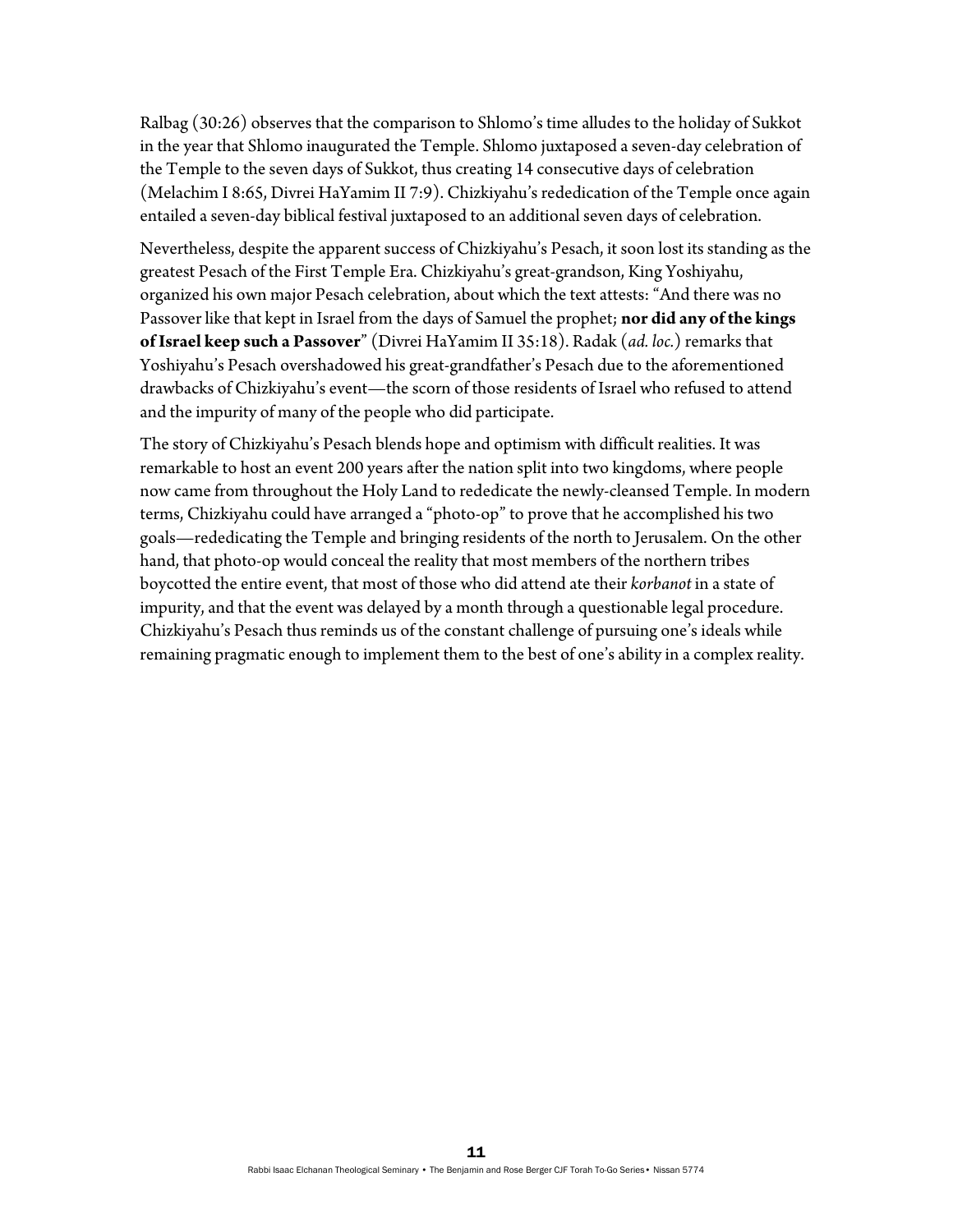Ralbag (30:26) observes that the comparison to Shlomo's time alludes to the holiday of Sukkot in the year that Shlomo inaugurated the Temple. Shlomo juxtaposed a seven-day celebration of the Temple to the seven days of Sukkot, thus creating 14 consecutive days of celebration (Melachim I 8:65, Divrei HaYamim II 7:9). Chizkiyahu's rededication of the Temple once again entailed a seven-day biblical festival juxtaposed to an additional seven days of celebration.

Nevertheless, despite the apparent success of Chizkiyahu's Pesach, it soon lost its standing as the greatest Pesach of the First Temple Era. Chizkiyahu's great-grandson, King Yoshiyahu, organized his own major Pesach celebration, about which the text attests: "And there was no Passover like that kept in Israel from the days of Samuel the prophet; **nor did any of the kings of Israel keep such a Passover**" (Divrei HaYamim II 35:18). Radak (*ad. loc.*) remarks that Yoshiyahu's Pesach overshadowed his great-grandfather's Pesach due to the aforementioned drawbacks of Chizkiyahu's event—the scorn of those residents of Israel who refused to attend and the impurity of many of the people who did participate.

The story of Chizkiyahu's Pesach blends hope and optimism with difficult realities. It was remarkable to host an event 200 years after the nation split into two kingdoms, where people now came from throughout the Holy Land to rededicate the newly-cleansed Temple. In modern terms, Chizkiyahu could have arranged a "photo-op" to prove that he accomplished his two goals—rededicating the Temple and bringing residents of the north to Jerusalem. On the other hand, that photo-op would conceal the reality that most members of the northern tribes boycotted the entire event, that most of those who did attend ate their *korbanot* in a state of impurity, and that the event was delayed by a month through a questionable legal procedure. Chizkiyahu's Pesach thus reminds us of the constant challenge of pursuing one's ideals while remaining pragmatic enough to implement them to the best of one's ability in a complex reality.